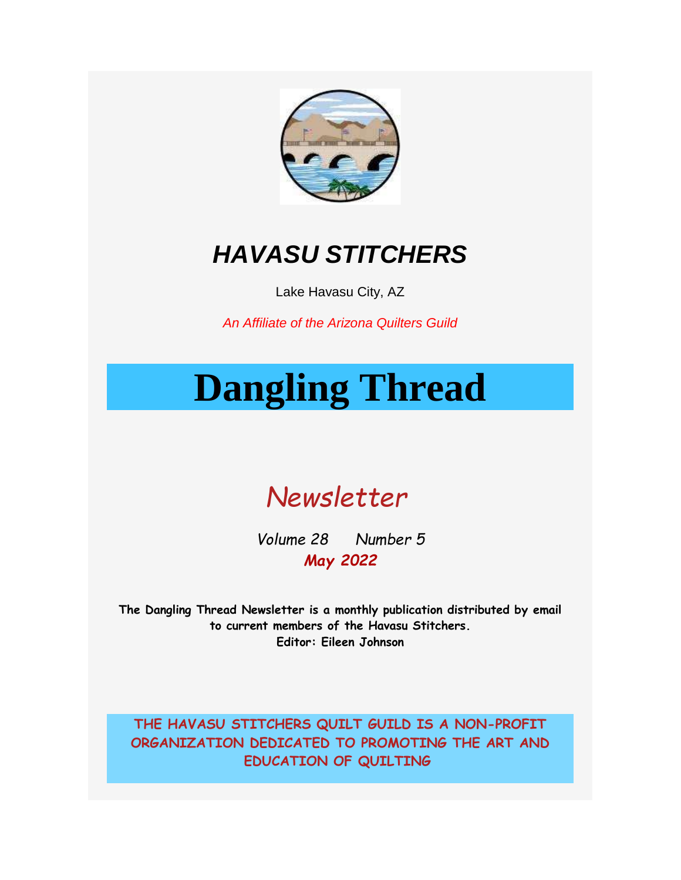# *HAVASU STITCHERS*

Lake Havasu City, AZ

*An Affiliate of the Arizona Quilters Guild*

# Dangling Thread

## *Newsletter*

*Volume 28 Number 5*

***May 2022***

**The Dangling Thread Newsletter is a monthly publication distributed by email to current members of the Havasu Stitchers.**
**Editor: Eileen Johnson**

**THE HAVASU STITCHERS QUILT GUILD IS A NON-PROFIT ORGANIZATION DEDICATED TO PROMOTING THE ART AND EDUCATION OF QUILTING**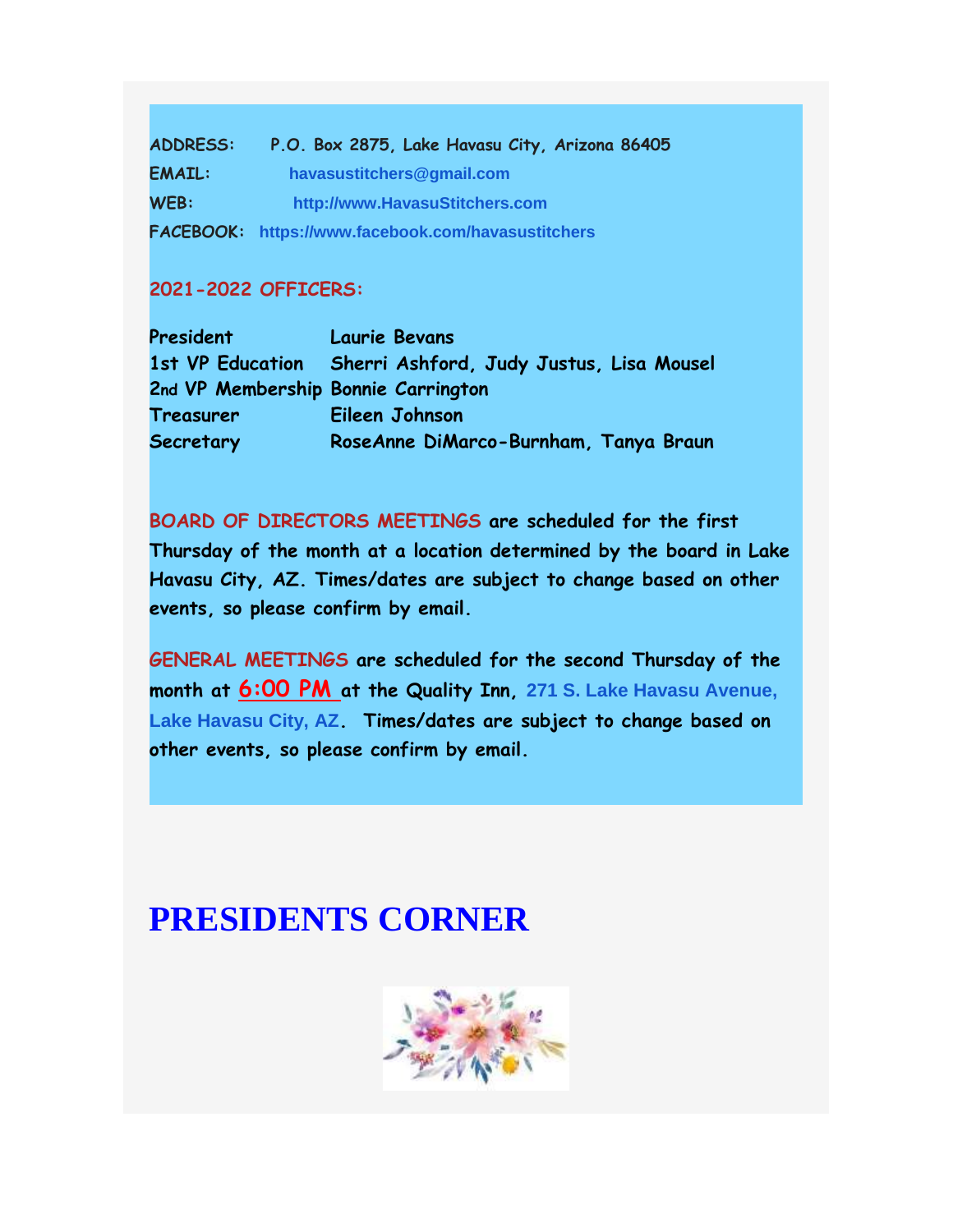**ADDRESS:** P.O. Box 2875, Lake Havasu City, Arizona 86405

**EMAIL:** havasustitchers@gmail.com

**WEB:** http://www.HavasuStitchers.com

**FACEBOOK:** https://www.facebook.com/havasustitchers

**2021-2022 OFFICERS:**

| | |
|---|---|
| President | Laurie Bevans |
| 1st VP Education | Sherri Ashford, Judy Justus, Lisa Mousel |
| 2nd VP Membership | Bonnie Carrington |
| Treasurer | Eileen Johnson |
| Secretary | RoseAnne DiMarco-Burnham, Tanya Braun |

**BOARD OF DIRECTORS MEETINGS are scheduled for the first Thursday of the month at a location determined by the board in Lake Havasu City, AZ. Times/dates are subject to change based on other events, so please confirm by email.**

**GENERAL MEETINGS are scheduled for the second Thursday of the month at 6:00 PM at the Quality Inn, 271 S. Lake Havasu Avenue, Lake Havasu City, AZ. Times/dates are subject to change based on other events, so please confirm by email.**

# PRESIDENTS CORNER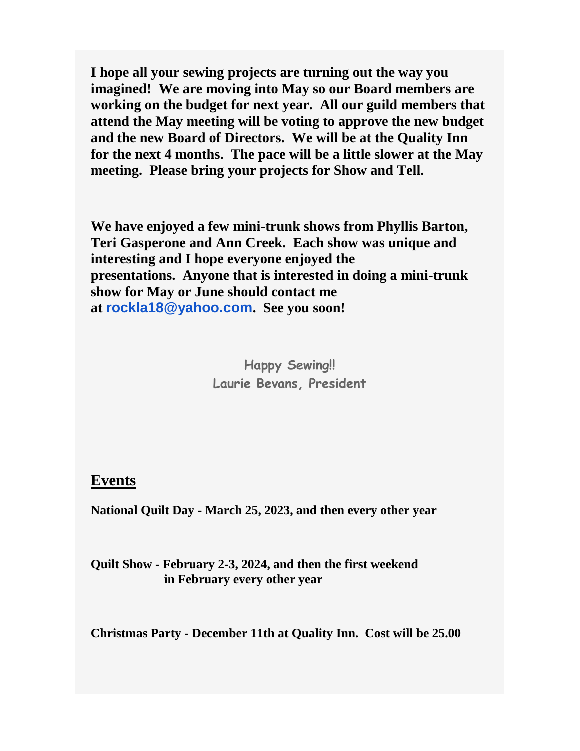**I hope all your sewing projects are turning out the way you imagined! We are moving into May so our Board members are working on the budget for next year. All our guild members that attend the May meeting will be voting to approve the new budget and the new Board of Directors. We will be at the Quality Inn for the next 4 months. The pace will be a little slower at the May meeting. Please bring your projects for Show and Tell.**

**We have enjoyed a few mini-trunk shows from Phyllis Barton, Teri Gasperone and Ann Creek. Each show was unique and interesting and I hope everyone enjoyed the presentations. Anyone that is interested in doing a mini-trunk show for May or June should contact me at rockla18@yahoo.com. See you soon!**

Happy Sewing!!
Laurie Bevans, President

## Events

**National Quilt Day - March 25, 2023, and then every other year**

**Quilt Show - February 2-3, 2024, and then the first weekend in February every other year**

**Christmas Party - December 11th at Quality Inn. Cost will be 25.00**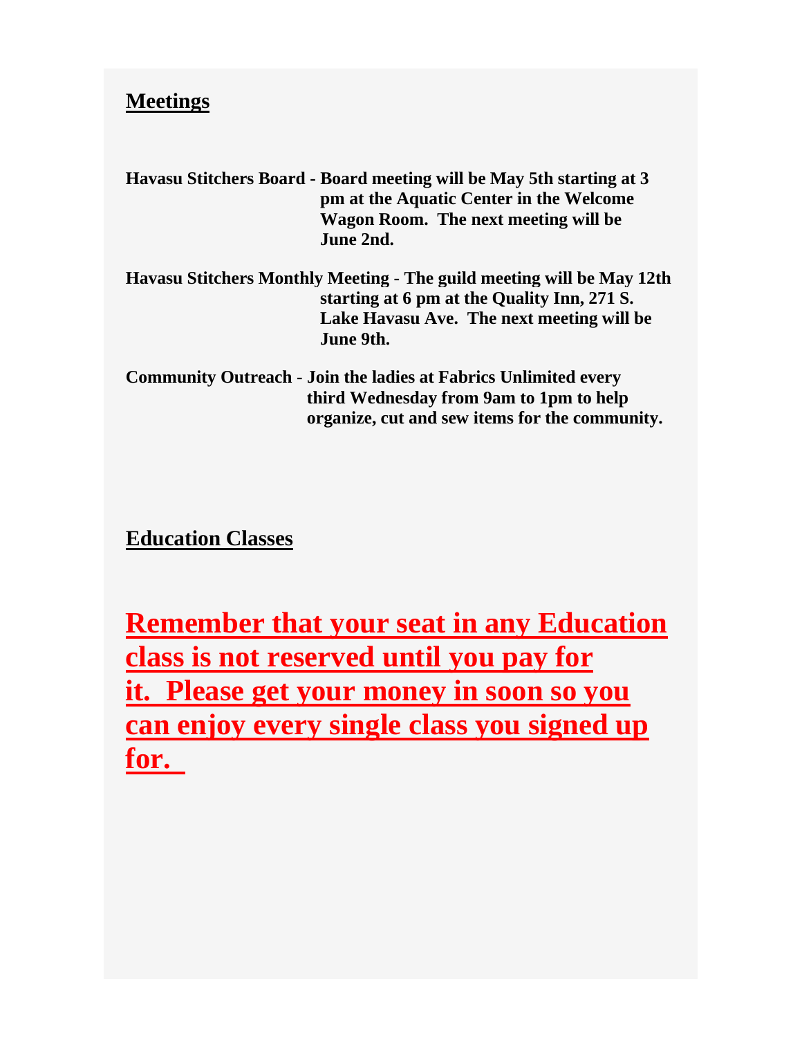## Meetings

**Havasu Stitchers Board** - **Board meeting will be May 5th starting at 3 pm at the Aquatic Center in the Welcome Wagon Room. The next meeting will be June 2nd.**

**Havasu Stitchers Monthly Meeting** - **The guild meeting will be May 12th starting at 6 pm at the Quality Inn, 271 S. Lake Havasu Ave. The next meeting will be June 9th.**

**Community Outreach** - **Join the ladies at Fabrics Unlimited every third Wednesday from 9am to 1pm to help organize, cut and sew items for the community.**

## Education Classes

**Remember that your seat in any Education class is not reserved until you pay for it. Please get your money in soon so you can enjoy every single class you signed up for.**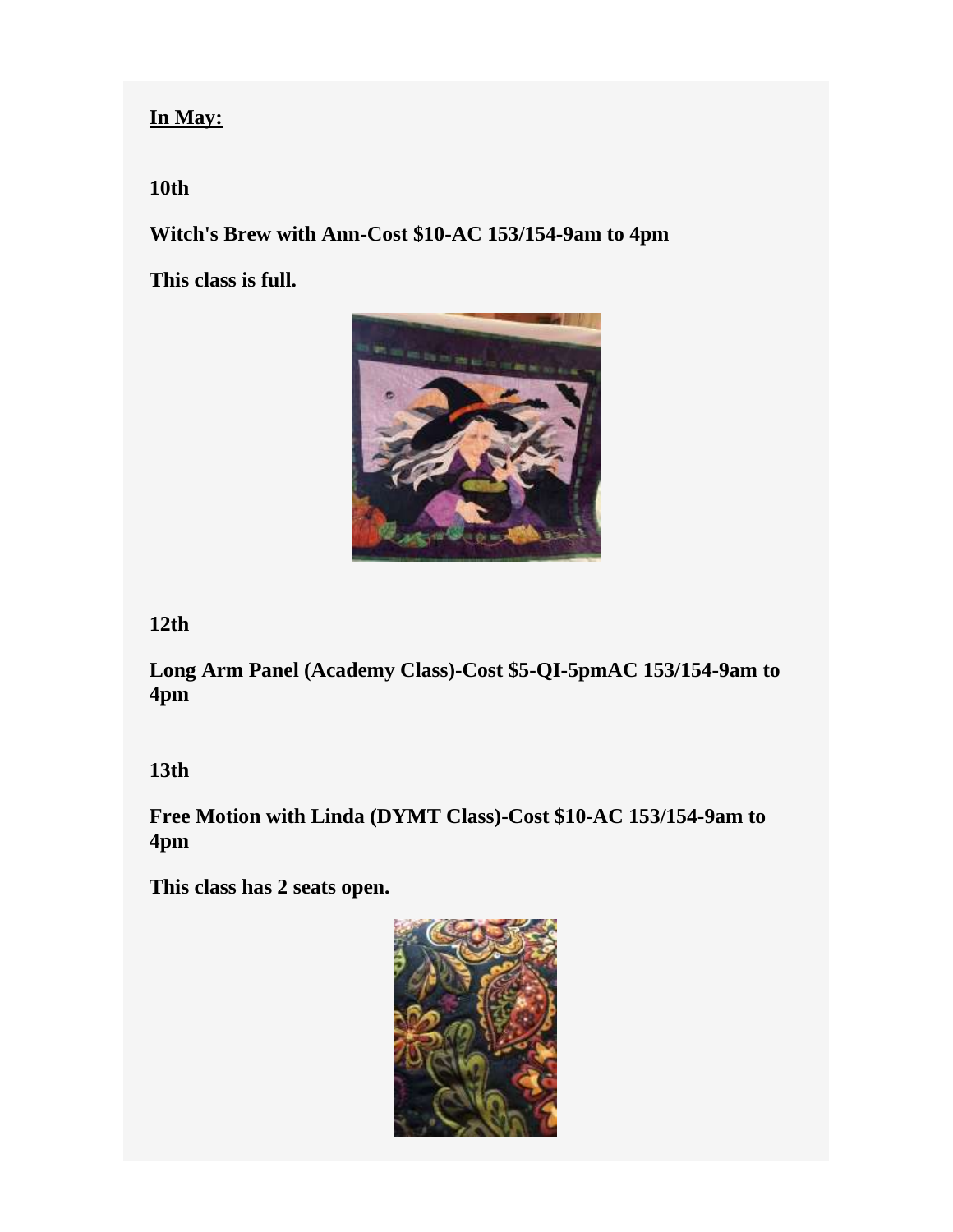**In May:**

**10th**

**Witch's Brew with Ann-Cost $10-AC 153/154-9am to 4pm**

**This class is full.**

**12th**

**Long Arm Panel (Academy Class)-Cost $5-QI-5pmAC 153/154-9am to 4pm**

**13th**

**Free Motion with Linda (DYMT Class)-Cost $10-AC 153/154-9am to 4pm**

**This class has 2 seats open.**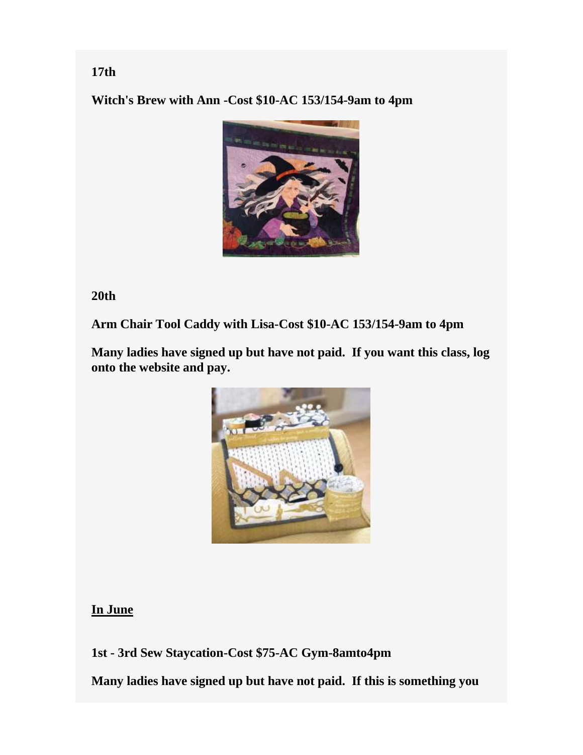**17th**

**Witch's Brew with Ann -Cost $10-AC 153/154-9am to 4pm**

**20th**

**Arm Chair Tool Caddy with Lisa-Cost $10-AC 153/154-9am to 4pm**

**Many ladies have signed up but have not paid. If you want this class, log onto the website and pay.**

**<u>In June</u>**

**1st - 3rd Sew Staycation-Cost $75-AC Gym-8amto4pm**

**Many ladies have signed up but have not paid. If this is something you**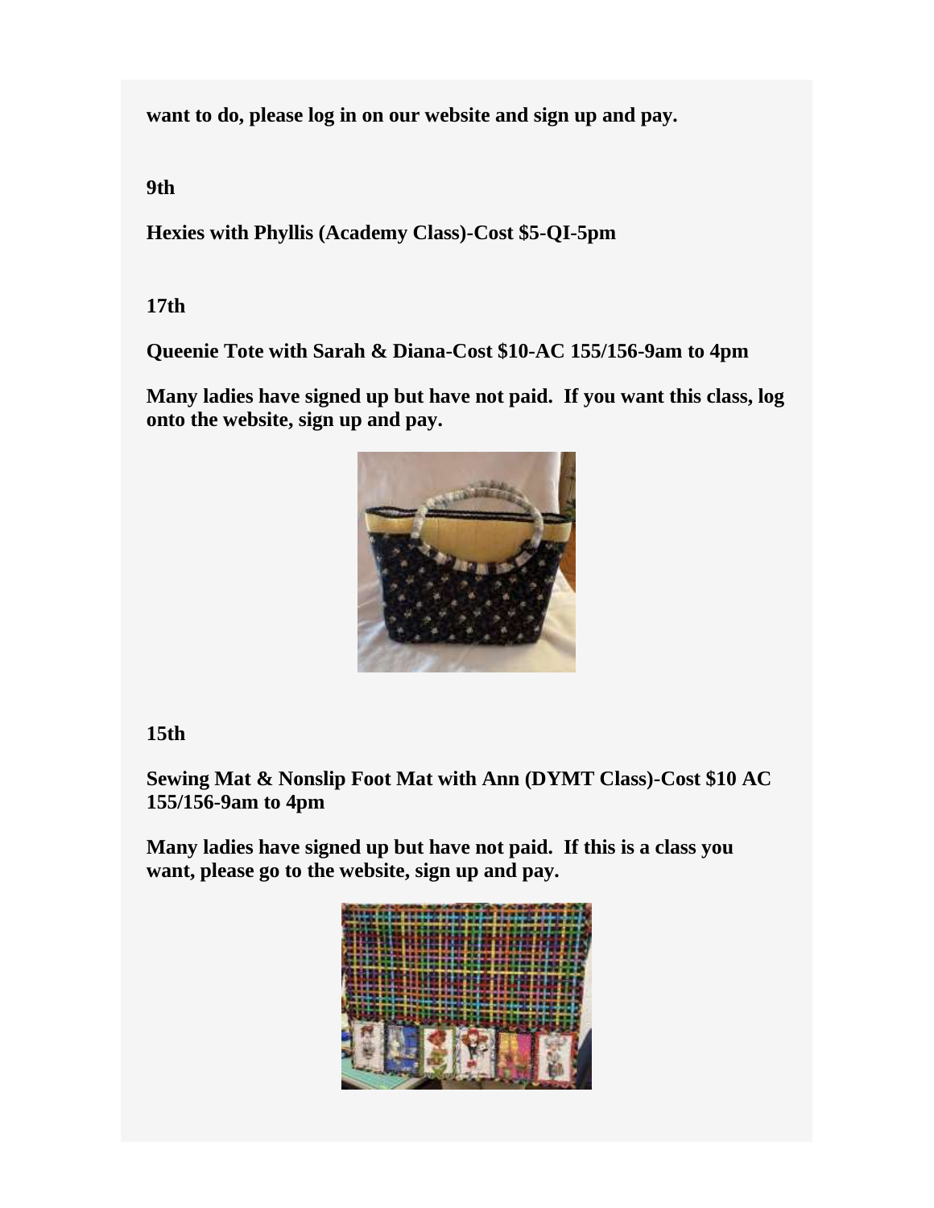**want to do, please log in on our website and sign up and pay.**

**9th**

**Hexies with Phyllis (Academy Class)-Cost $5-QI-5pm**

**17th**

**Queenie Tote with Sarah & Diana-Cost $10-AC 155/156-9am to 4pm**

**Many ladies have signed up but have not paid. If you want this class, log onto the website, sign up and pay.**

**15th**

**Sewing Mat & Nonslip Foot Mat with Ann (DYMT Class)-Cost $10 AC 155/156-9am to 4pm**

**Many ladies have signed up but have not paid. If this is a class you want, please go to the website, sign up and pay.**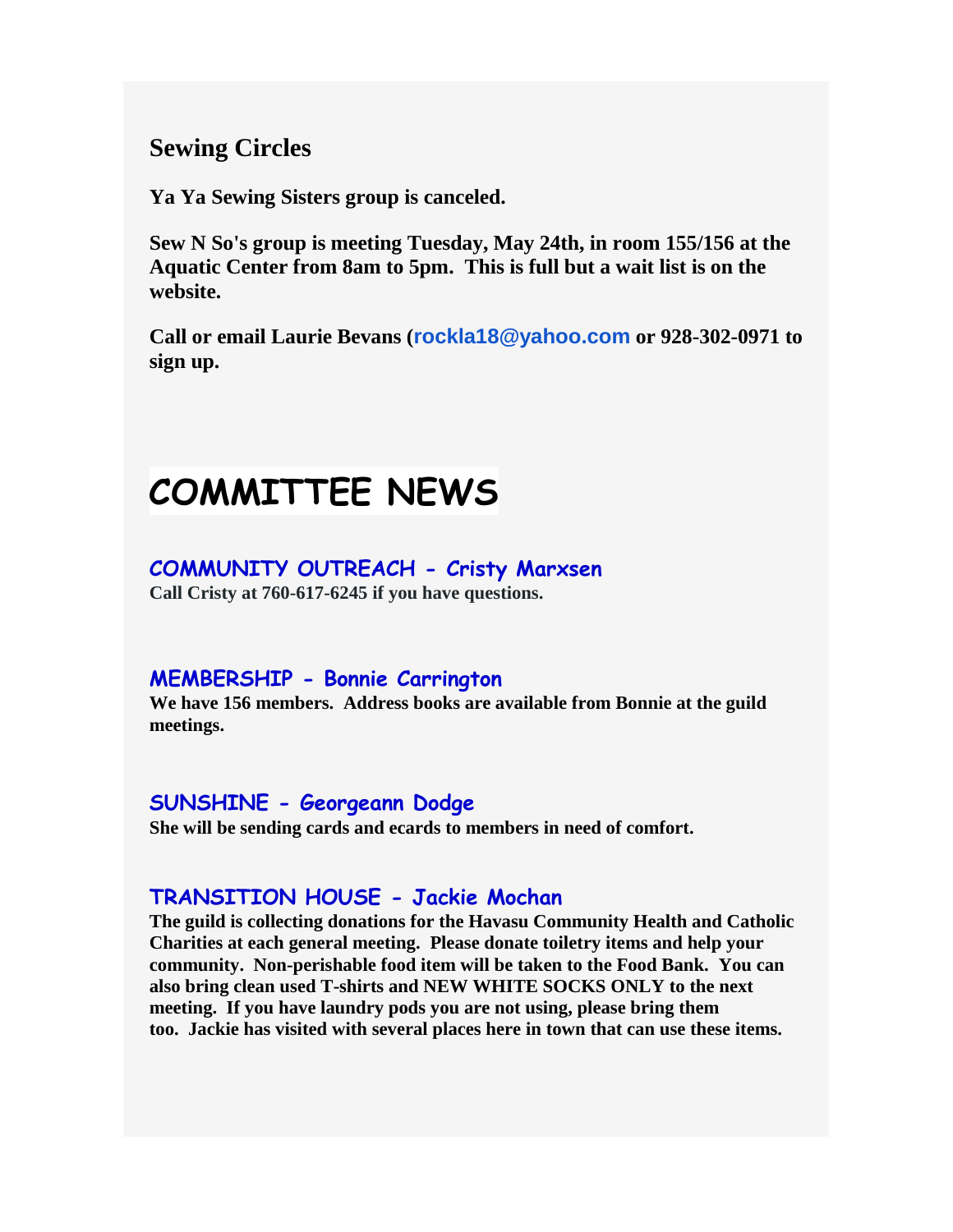## Sewing Circles

**Ya Ya Sewing Sisters group is canceled.**

**Sew N So's group is meeting Tuesday, May 24th, in room 155/156 at the Aquatic Center from 8am to 5pm. This is full but a wait list is on the website.**

**Call or email Laurie Bevans (rockla18@yahoo.com or 928-302-0971 to sign up.**

# COMMITTEE NEWS

### COMMUNITY OUTREACH - Cristy Marxsen

**Call Cristy at 760-617-6245 if you have questions.**

### MEMBERSHIP - Bonnie Carrington

**We have 156 members. Address books are available from Bonnie at the guild meetings.**

### SUNSHINE - Georgeann Dodge

**She will be sending cards and ecards to members in need of comfort.**

### TRANSITION HOUSE - Jackie Mochan

**The guild is collecting donations for the Havasu Community Health and Catholic Charities at each general meeting. Please donate toiletry items and help your community. Non-perishable food item will be taken to the Food Bank. You can also bring clean used T-shirts and NEW WHITE SOCKS ONLY to the next meeting. If you have laundry pods you are not using, please bring them too. Jackie has visited with several places here in town that can use these items.**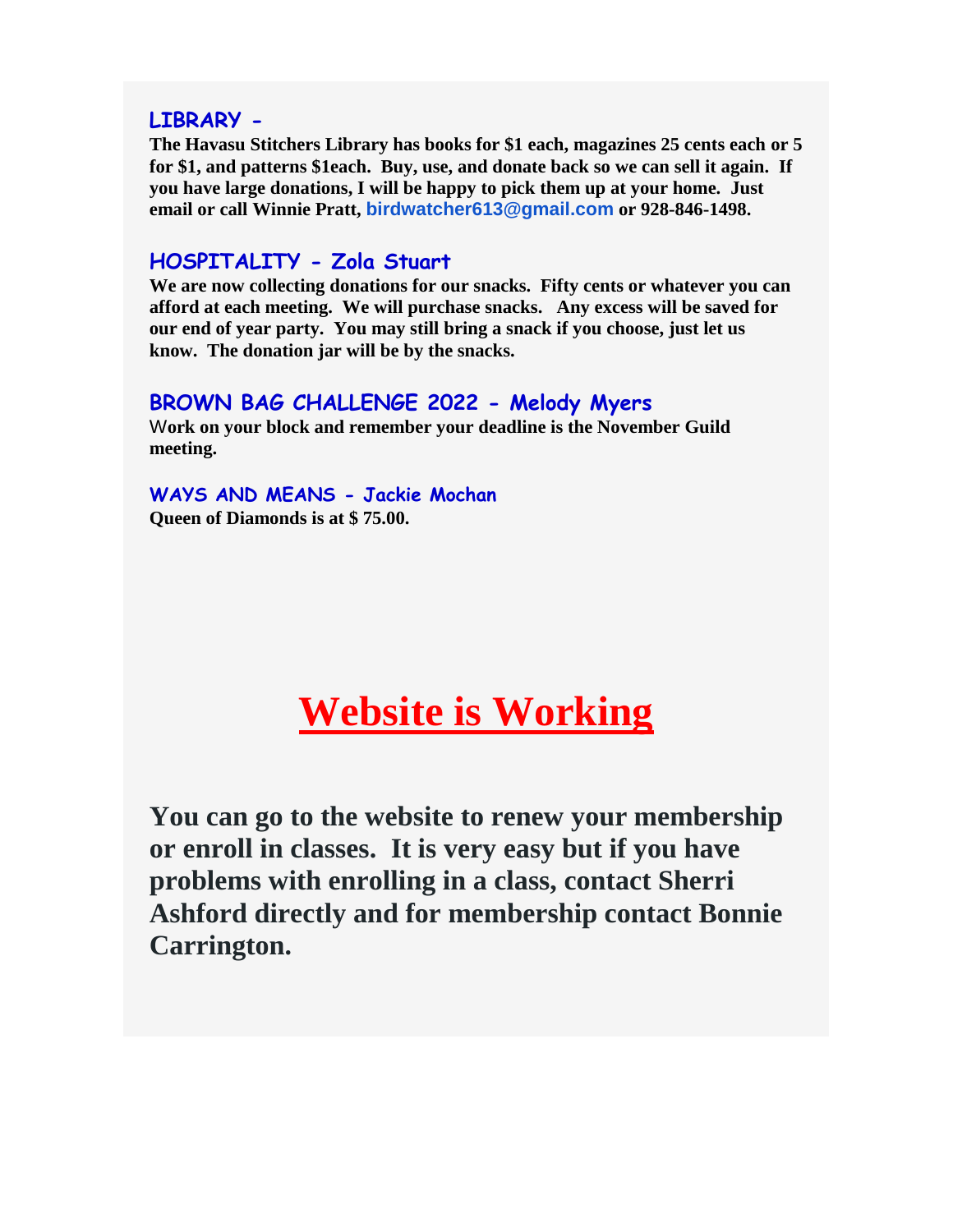### LIBRARY -

**The Havasu Stitchers Library has books for $1 each, magazines 25 cents each or 5 for $1, and patterns $1each. Buy, use, and donate back so we can sell it again. If you have large donations, I will be happy to pick them up at your home. Just email or call Winnie Pratt, birdwatcher613@gmail.com or 928-846-1498.**

### HOSPITALITY - Zola Stuart

**We are now collecting donations for our snacks. Fifty cents or whatever you can afford at each meeting. We will purchase snacks. Any excess will be saved for our end of year party. You may still bring a snack if you choose, just let us know. The donation jar will be by the snacks.**

### BROWN BAG CHALLENGE 2022 - Melody Myers

**Work on your block and remember your deadline is the November Guild meeting.**

### WAYS AND MEANS - Jackie Mochan

**Queen of Diamonds is at $ 75.00.**

# Website is Working

## You can go to the website to renew your membership or enroll in classes. It is very easy but if you have problems with enrolling in a class, contact Sherri Ashford directly and for membership contact Bonnie Carrington.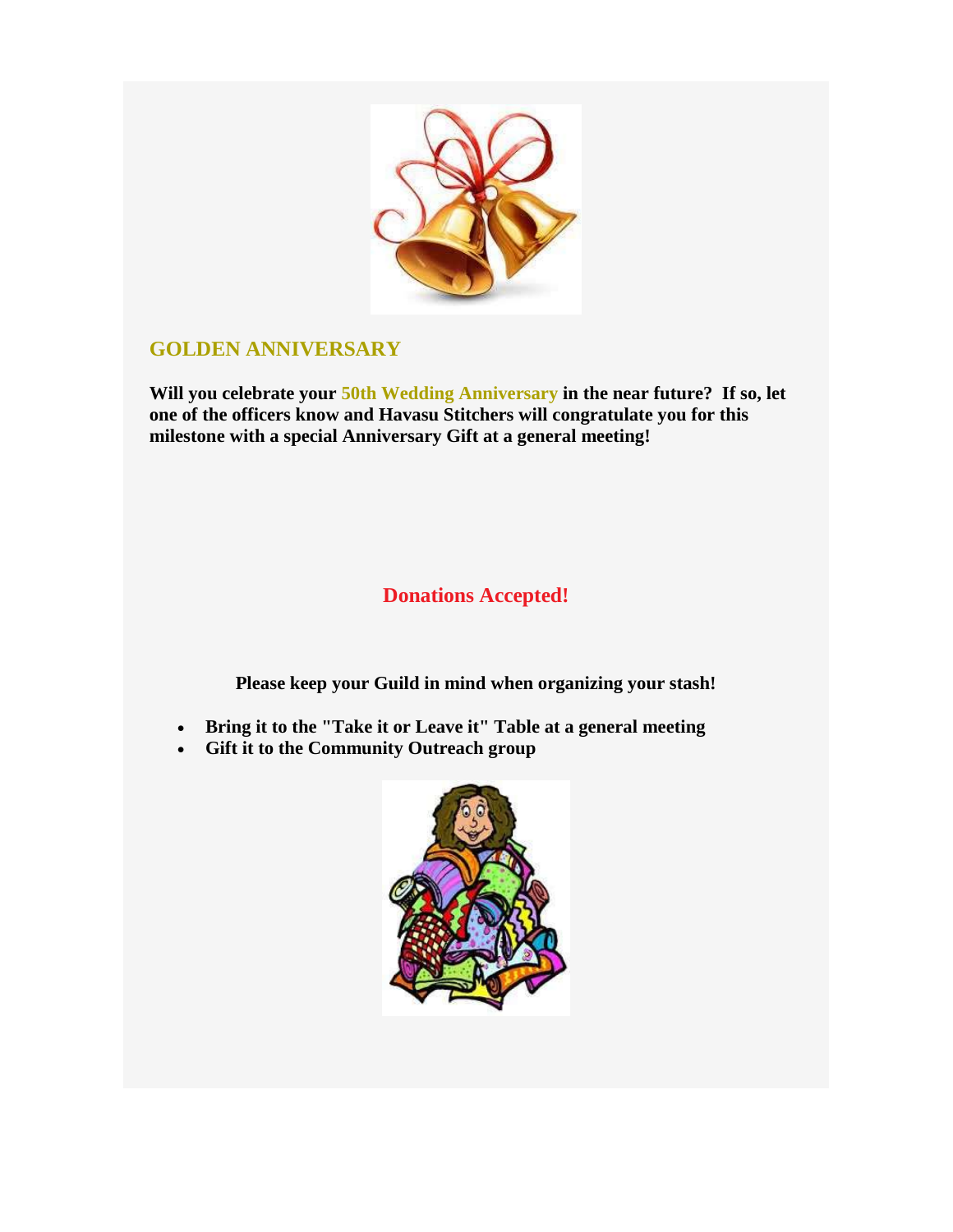## GOLDEN ANNIVERSARY

**Will you celebrate your 50th Wedding Anniversary in the near future? If so, let one of the officers know and Havasu Stitchers will congratulate you for this milestone with a special Anniversary Gift at a general meeting!**

## Donations Accepted!

**Please keep your Guild in mind when organizing your stash!**

- **Bring it to the "Take it or Leave it" Table at a general meeting**
- **Gift it to the Community Outreach group**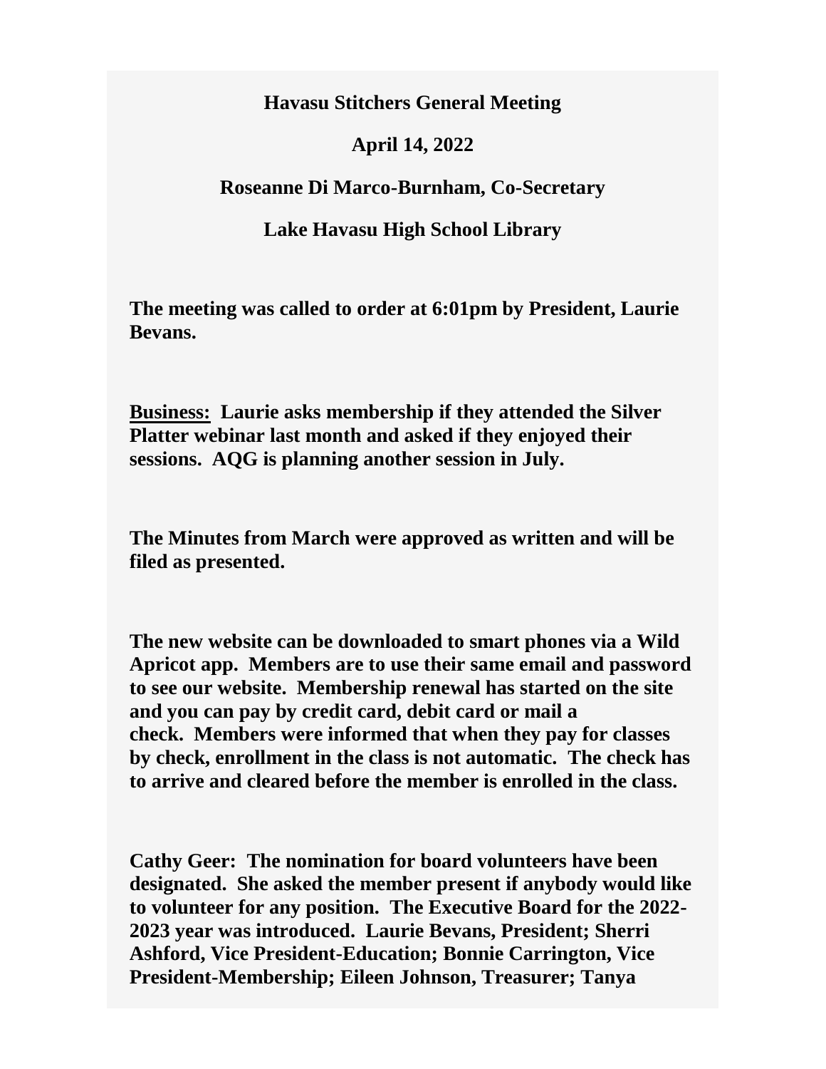**Havasu Stitchers General Meeting**

**April 14, 2022**

**Roseanne Di Marco-Burnham, Co-Secretary**

**Lake Havasu High School Library**

**The meeting was called to order at 6:01pm by President, Laurie Bevans.**

**<u>Business:</u> Laurie asks membership if they attended the Silver Platter webinar last month and asked if they enjoyed their sessions. AQG is planning another session in July.**

**The Minutes from March were approved as written and will be filed as presented.**

**The new website can be downloaded to smart phones via a Wild Apricot app. Members are to use their same email and password to see our website. Membership renewal has started on the site and you can pay by credit card, debit card or mail a check. Members were informed that when they pay for classes by check, enrollment in the class is not automatic. The check has to arrive and cleared before the member is enrolled in the class.**

**Cathy Geer: The nomination for board volunteers have been designated. She asked the member present if anybody would like to volunteer for any position. The Executive Board for the 2022-2023 year was introduced. Laurie Bevans, President; Sherri Ashford, Vice President-Education; Bonnie Carrington, Vice President-Membership; Eileen Johnson, Treasurer; Tanya**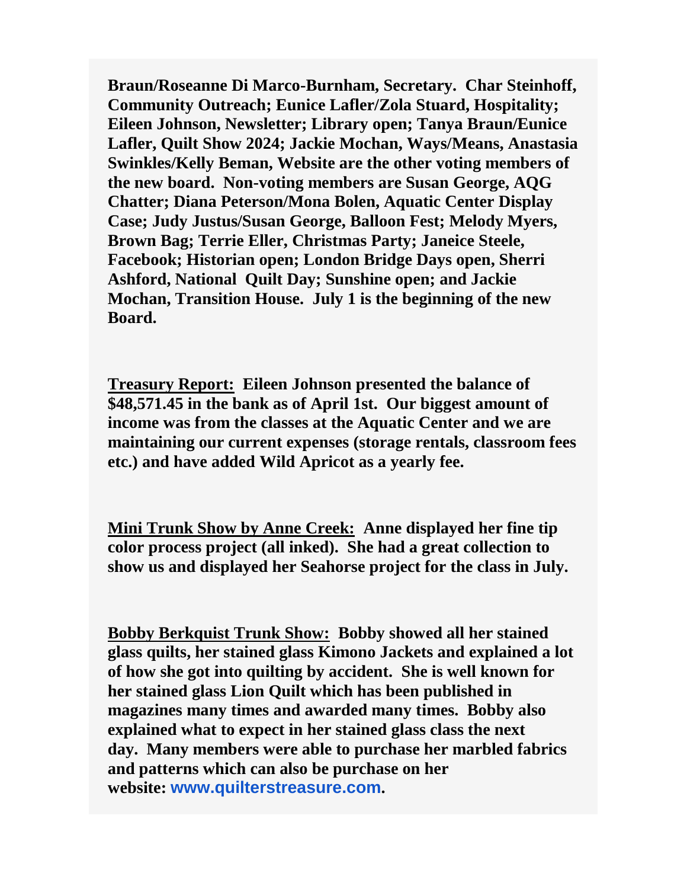**Braun/Roseanne Di Marco-Burnham, Secretary. Char Steinhoff, Community Outreach; Eunice Lafler/Zola Stuard, Hospitality; Eileen Johnson, Newsletter; Library open; Tanya Braun/Eunice Lafler, Quilt Show 2024; Jackie Mochan, Ways/Means, Anastasia Swinkles/Kelly Beman, Website are the other voting members of the new board. Non-voting members are Susan George, AQG Chatter; Diana Peterson/Mona Bolen, Aquatic Center Display Case; Judy Justus/Susan George, Balloon Fest; Melody Myers, Brown Bag; Terrie Eller, Christmas Party; Janeice Steele, Facebook; Historian open; London Bridge Days open, Sherri Ashford, National Quilt Day; Sunshine open; and Jackie Mochan, Transition House. July 1 is the beginning of the new Board.**

**Treasury Report: Eileen Johnson presented the balance of $48,571.45 in the bank as of April 1st. Our biggest amount of income was from the classes at the Aquatic Center and we are maintaining our current expenses (storage rentals, classroom fees etc.) and have added Wild Apricot as a yearly fee.**

**Mini Trunk Show by Anne Creek: Anne displayed her fine tip color process project (all inked). She had a great collection to show us and displayed her Seahorse project for the class in July.**

**Bobby Berkquist Trunk Show: Bobby showed all her stained glass quilts, her stained glass Kimono Jackets and explained a lot of how she got into quilting by accident. She is well known for her stained glass Lion Quilt which has been published in magazines many times and awarded many times. Bobby also explained what to expect in her stained glass class the next day. Many members were able to purchase her marbled fabrics and patterns which can also be purchase on her website: www.quilterstreasure.com.**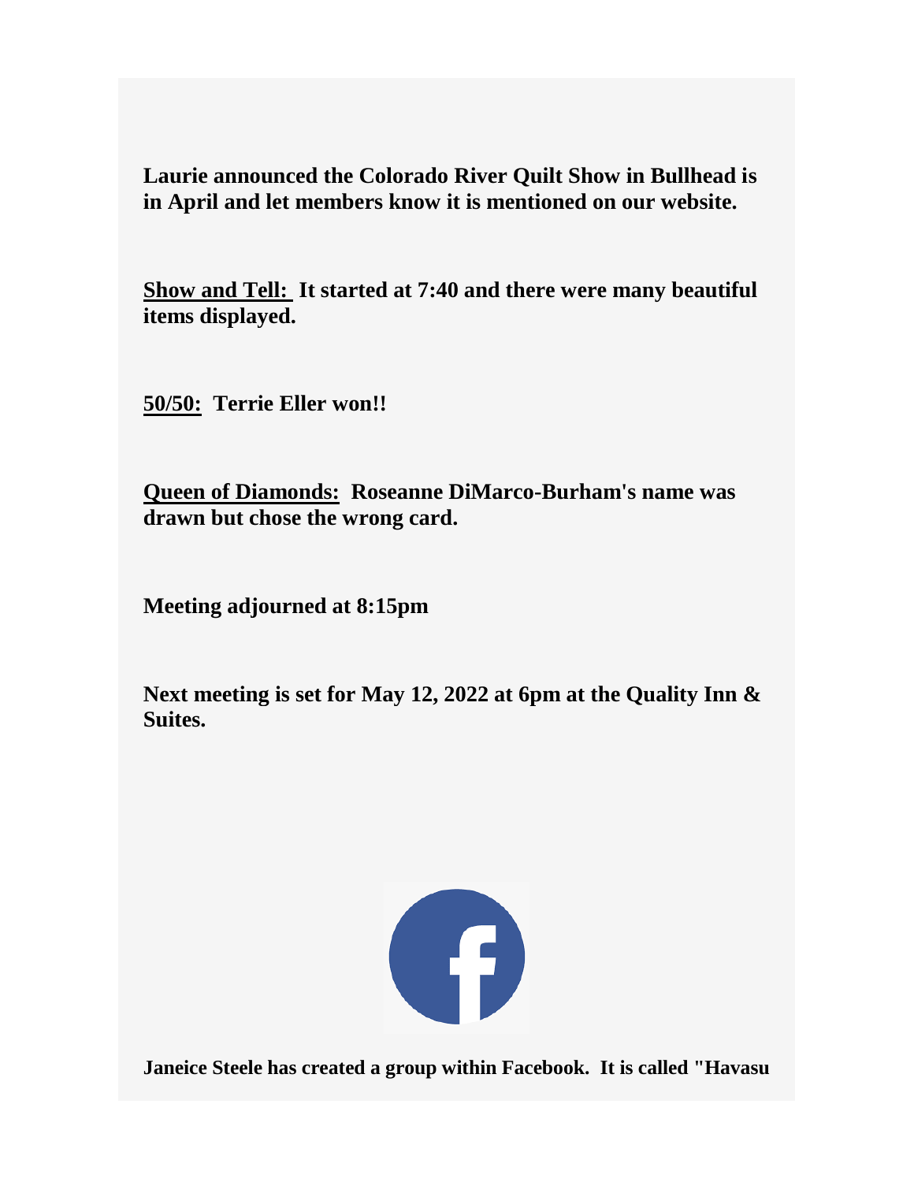**Laurie announced the Colorado River Quilt Show in Bullhead is in April and let members know it is mentioned on our website.**

**Show and Tell: It started at 7:40 and there were many beautiful items displayed.**

**50/50: Terrie Eller won!!**

**Queen of Diamonds: Roseanne DiMarco-Burham's name was drawn but chose the wrong card.**

**Meeting adjourned at 8:15pm**

**Next meeting is set for May 12, 2022 at 6pm at the Quality Inn & Suites.**

**Janeice Steele has created a group within Facebook. It is called "Havasu**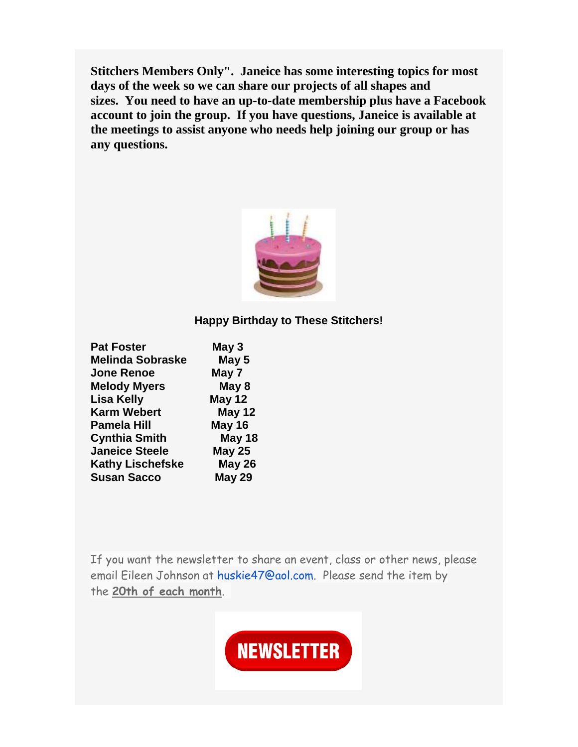**Stitchers Members Only". Janeice has some interesting topics for most days of the week so we can share our projects of all shapes and sizes. You need to have an up-to-date membership plus have a Facebook account to join the group. If you have questions, Janeice is available at the meetings to assist anyone who needs help joining our group or has any questions.**

**Happy Birthday to These Stitchers!**

| | |
|---|---|
| **Pat Foster** | **May 3** |
| **Melinda Sobraske** | **May 5** |
| **Jone Renoe** | **May 7** |
| **Melody Myers** | **May 8** |
| **Lisa Kelly** | **May 12** |
| **Karm Webert** | **May 12** |
| **Pamela Hill** | **May 16** |
| **Cynthia Smith** | **May 18** |
| **Janeice Steele** | **May 25** |
| **Kathy Lischefske** | **May 26** |
| **Susan Sacco** | **May 29** |

If you want the newsletter to share an event, class or other news, please email Eileen Johnson at huskie47@aol.com. Please send the item by the **20th of each month**.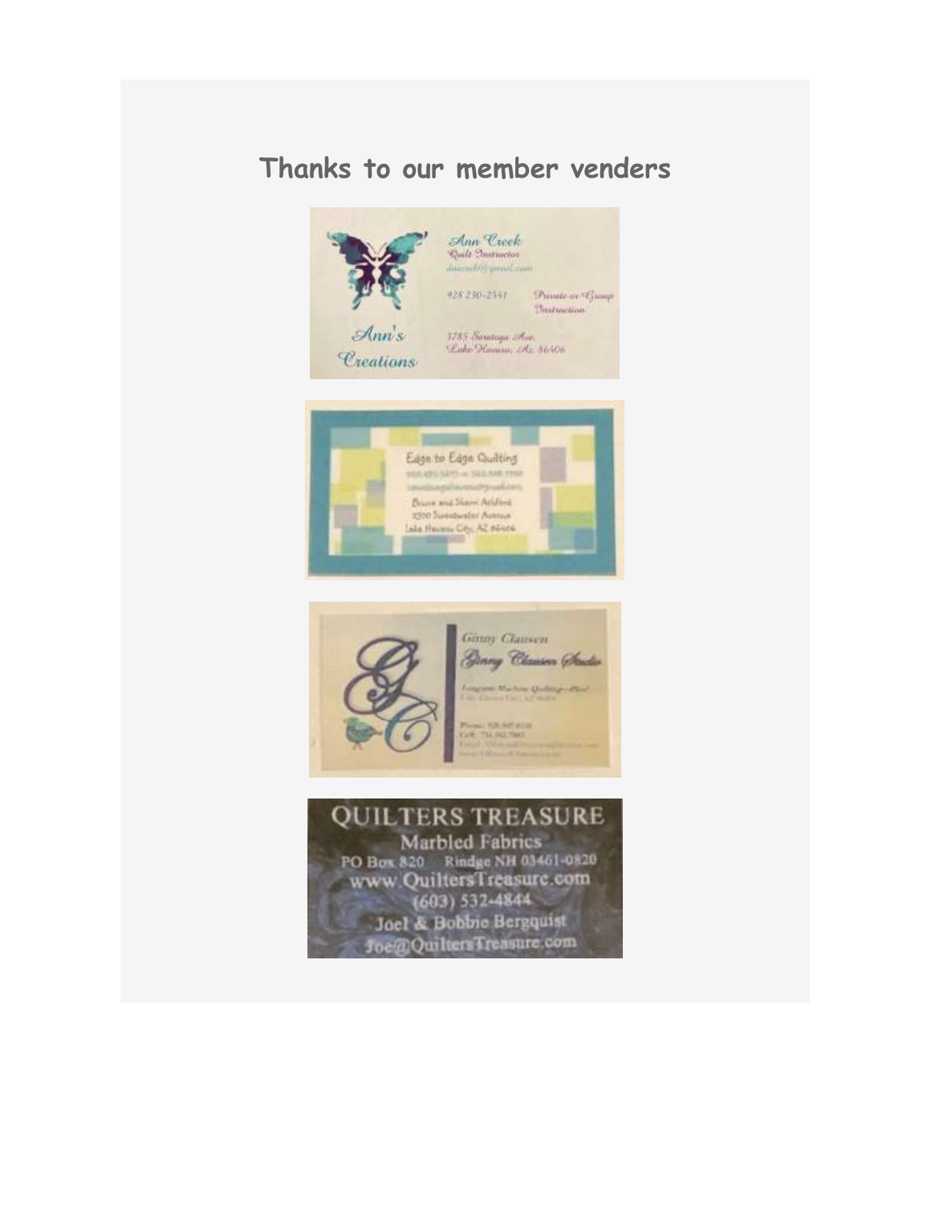## Thanks to our member venders

Ann Creek
Quilt Instructor
anncreek@gmail.com

928 230-2541

Private or Group Instruction

Ann's Creations

3785 Saratoga Ave.
Lake Havasu, Az 86406

Edge to Edge Quilting

Bruce and Sherri Ashford
2300 Sweetwater Avenue
Lake Havasu City, AZ 86406

Ginny Clausen
Ginny Clausen Studio

Longarm Machine Quilting

QUILTERS TREASURE
Marbled Fabrics
PO Box 820 Rindge NH 03461-0820
www.QuiltersTreasure.com
(603) 532-4844
Joel & Bobbie Bergquist
Joe@QuiltersTreasure.com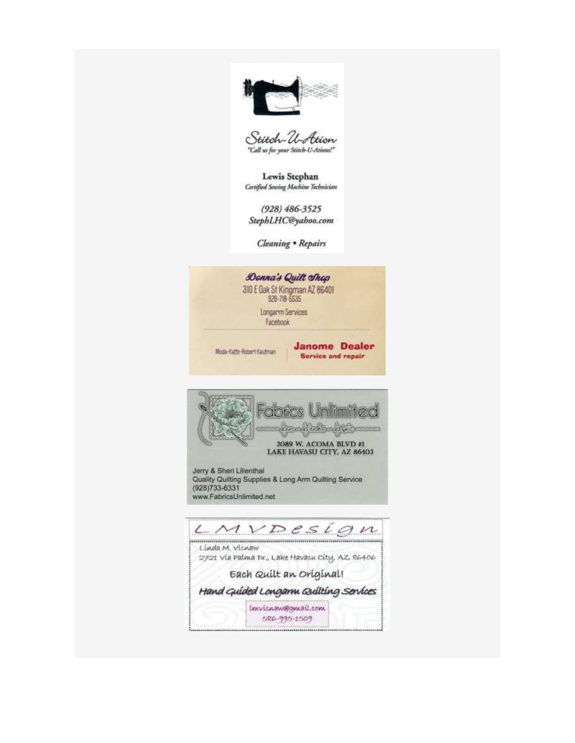Stitch-U-Ation

"Call us for your Stitch-U-Ations!"

**Lewis Stephan**

*Certified Sewing Machine Technician*

*(928) 486-3525*

*StephLHC@yahoo.com*

*Cleaning • Repairs*

---

***Donna's Quilt Shop***

310 E Oak St Kingman AZ 86401

928-718-5535

Longarm Services

Facebook

Moda-Katfe-Robert Kaufman

**Janome Dealer**

**Service and repair**

---

Fabrics Unlimited

2089 W. ACOMA BLVD #1

LAKE HAVASU CITY, AZ 86403

Jerry & Sheri Lilienthal

Quality Quilting Supplies & Long Arm Quilting Service

(928)733-6331

www.FabricsUnlimited.net

---

LMVDesign

Linda M. Visnaw

2721 Via Palma Dr., Lake Havasu City, AZ 86406

Each Quilt an Original!

*Hand Guided Longarm Quilting Services*

lmvisnaw@gmail.com

586-995-1509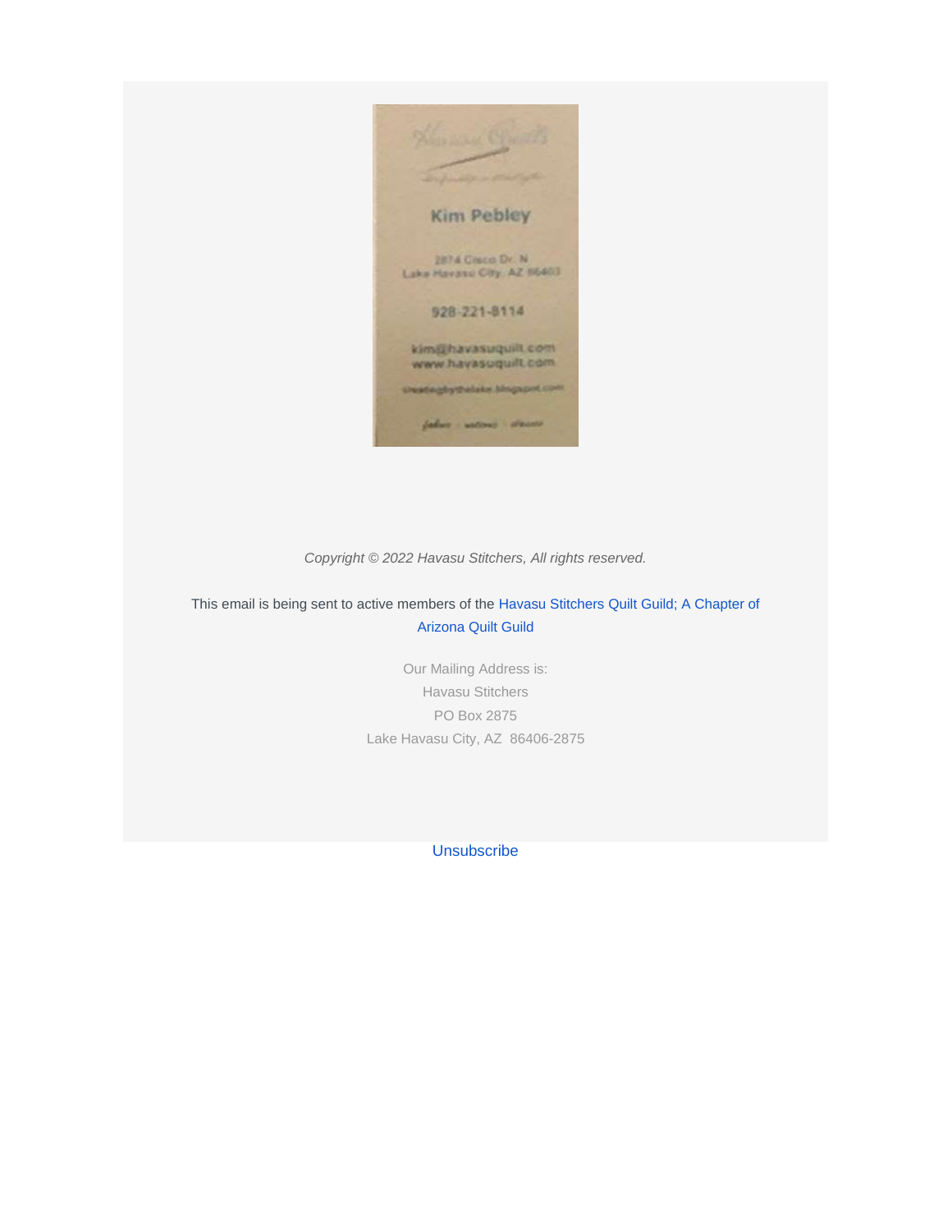Kim Pebley

2874 Cisco Dr. N
Lake Havasu City, AZ 86403

928-221-8114

kim@havasuquilt.com
www.havasuquilt.com

creatingbythelake.blogspot.com

*Copyright © 2022 Havasu Stitchers, All rights reserved.*

This email is being sent to active members of the Havasu Stitchers Quilt Guild; A Chapter of Arizona Quilt Guild

Our Mailing Address is:
Havasu Stitchers
PO Box 2875
Lake Havasu City, AZ 86406-2875

Unsubscribe